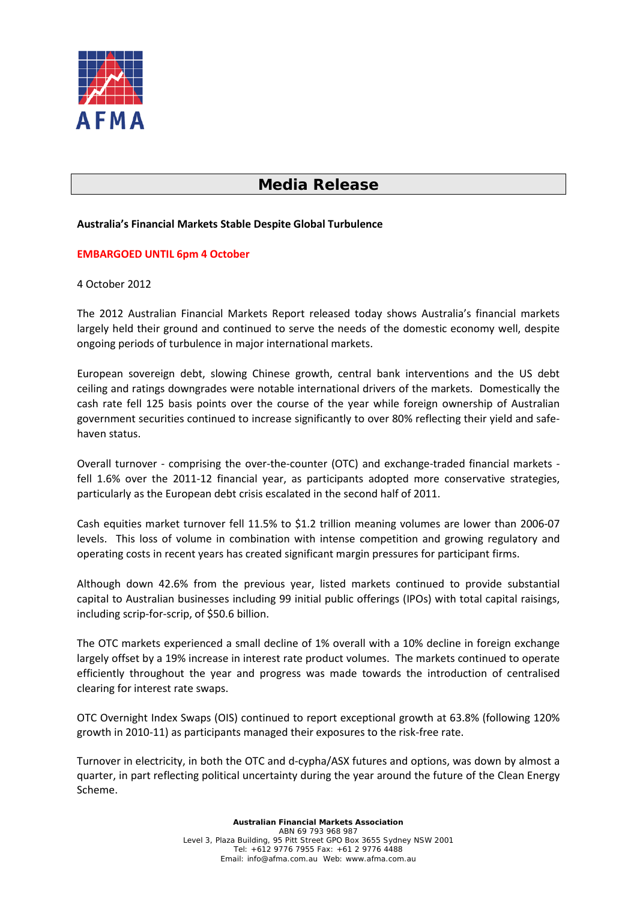AFMA

# Media Release

**Australia's Financial Markets Stable Despite Global Turbulence**

**EMBARGOED UNTIL 6pm 4 October**

4 October 2012

The 2012 Australian Financial Markets Report released today shows Australia's financial markets largely held their ground and continued to serve the needs of the domestic economy well, despite ongoing periods of turbulence in major international markets.

European sovereign debt, slowing Chinese growth, central bank interventions and the US debt ceiling and ratings downgrades were notable international drivers of the markets. Domestically the cash rate fell 125 basis points over the course of the year while foreign ownership of Australian government securities continued to increase significantly to over 80% reflecting their yield and safe-haven status.

Overall turnover - comprising the over-the-counter (OTC) and exchange-traded financial markets - fell 1.6% over the 2011-12 financial year, as participants adopted more conservative strategies, particularly as the European debt crisis escalated in the second half of 2011.

Cash equities market turnover fell 11.5% to $1.2 trillion meaning volumes are lower than 2006-07 levels. This loss of volume in combination with intense competition and growing regulatory and operating costs in recent years has created significant margin pressures for participant firms.

Although down 42.6% from the previous year, listed markets continued to provide substantial capital to Australian businesses including 99 initial public offerings (IPOs) with total capital raisings, including scrip-for-scrip, of $50.6 billion.

The OTC markets experienced a small decline of 1% overall with a 10% decline in foreign exchange largely offset by a 19% increase in interest rate product volumes. The markets continued to operate efficiently throughout the year and progress was made towards the introduction of centralised clearing for interest rate swaps.

OTC Overnight Index Swaps (OIS) continued to report exceptional growth at 63.8% (following 120% growth in 2010-11) as participants managed their exposures to the risk-free rate.

Turnover in electricity, in both the OTC and d-cypha/ASX futures and options, was down by almost a quarter, in part reflecting political uncertainty during the year around the future of the Clean Energy Scheme.

**Australian Financial Markets Association**
ABN 69 793 968 987
Level 3, Plaza Building, 95 Pitt Street GPO Box 3655 Sydney NSW 2001
Tel: +612 9776 7955 Fax: +61 2 9776 4488
Email: info@afma.com.au Web: www.afma.com.au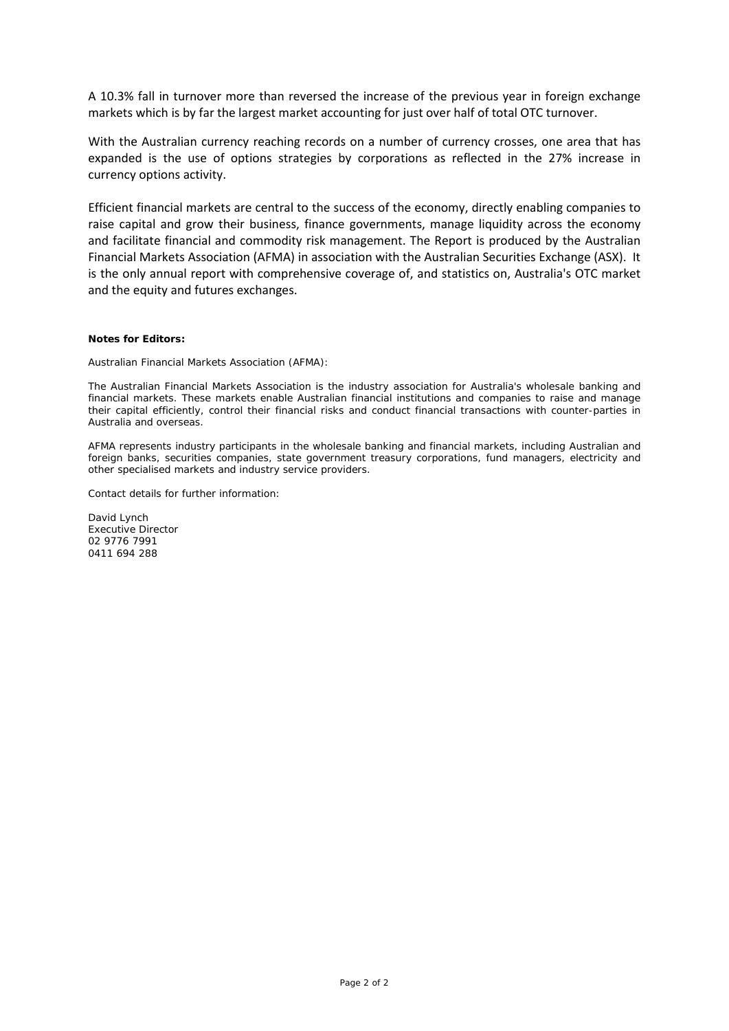A 10.3% fall in turnover more than reversed the increase of the previous year in foreign exchange markets which is by far the largest market accounting for just over half of total OTC turnover.

With the Australian currency reaching records on a number of currency crosses, one area that has expanded is the use of options strategies by corporations as reflected in the 27% increase in currency options activity.

Efficient financial markets are central to the success of the economy, directly enabling companies to raise capital and grow their business, finance governments, manage liquidity across the economy and facilitate financial and commodity risk management. The Report is produced by the Australian Financial Markets Association (AFMA) in association with the Australian Securities Exchange (ASX). It is the only annual report with comprehensive coverage of, and statistics on, Australia's OTC market and the equity and futures exchanges.

**Notes for Editors:**

Australian Financial Markets Association (AFMA):

The Australian Financial Markets Association is the industry association for Australia's wholesale banking and financial markets. These markets enable Australian financial institutions and companies to raise and manage their capital efficiently, control their financial risks and conduct financial transactions with counter-parties in Australia and overseas.

AFMA represents industry participants in the wholesale banking and financial markets, including Australian and foreign banks, securities companies, state government treasury corporations, fund managers, electricity and other specialised markets and industry service providers.

Contact details for further information:

David Lynch  
Executive Director  
02 9776 7991  
0411 694 288